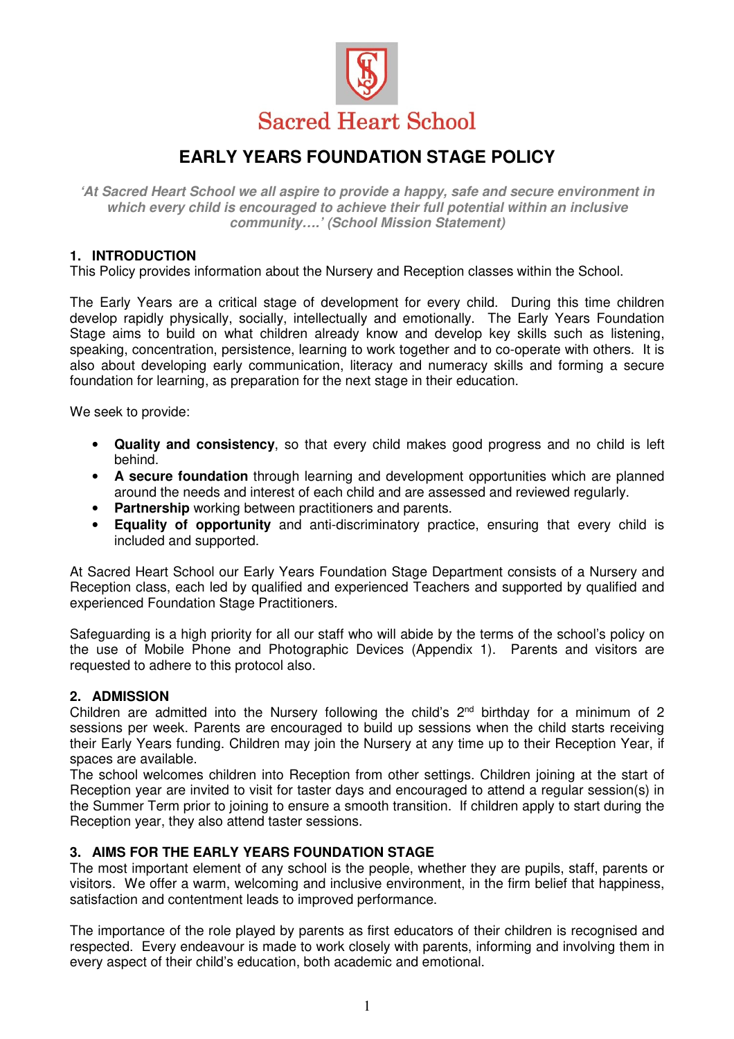Sacred Heart School

# EARLY YEARS FOUNDATION STAGE POLICY

***'At Sacred Heart School we all aspire to provide a happy, safe and secure environment in which every child is encouraged to achieve their full potential within an inclusive community….' (School Mission Statement)***

## 1. INTRODUCTION

This Policy provides information about the Nursery and Reception classes within the School.

The Early Years are a critical stage of development for every child. During this time children develop rapidly physically, socially, intellectually and emotionally. The Early Years Foundation Stage aims to build on what children already know and develop key skills such as listening, speaking, concentration, persistence, learning to work together and to co-operate with others. It is also about developing early communication, literacy and numeracy skills and forming a secure foundation for learning, as preparation for the next stage in their education.

We seek to provide:

- **Quality and consistency**, so that every child makes good progress and no child is left behind.
- **A secure foundation** through learning and development opportunities which are planned around the needs and interest of each child and are assessed and reviewed regularly.
- **Partnership** working between practitioners and parents.
- **Equality of opportunity** and anti-discriminatory practice, ensuring that every child is included and supported.

At Sacred Heart School our Early Years Foundation Stage Department consists of a Nursery and Reception class, each led by qualified and experienced Teachers and supported by qualified and experienced Foundation Stage Practitioners.

Safeguarding is a high priority for all our staff who will abide by the terms of the school's policy on the use of Mobile Phone and Photographic Devices (Appendix 1). Parents and visitors are requested to adhere to this protocol also.

## 2. ADMISSION

Children are admitted into the Nursery following the child's 2nd birthday for a minimum of 2 sessions per week. Parents are encouraged to build up sessions when the child starts receiving their Early Years funding. Children may join the Nursery at any time up to their Reception Year, if spaces are available.

The school welcomes children into Reception from other settings. Children joining at the start of Reception year are invited to visit for taster days and encouraged to attend a regular session(s) in the Summer Term prior to joining to ensure a smooth transition. If children apply to start during the Reception year, they also attend taster sessions.

## 3. AIMS FOR THE EARLY YEARS FOUNDATION STAGE

The most important element of any school is the people, whether they are pupils, staff, parents or visitors. We offer a warm, welcoming and inclusive environment, in the firm belief that happiness, satisfaction and contentment leads to improved performance.

The importance of the role played by parents as first educators of their children is recognised and respected. Every endeavour is made to work closely with parents, informing and involving them in every aspect of their child's education, both academic and emotional.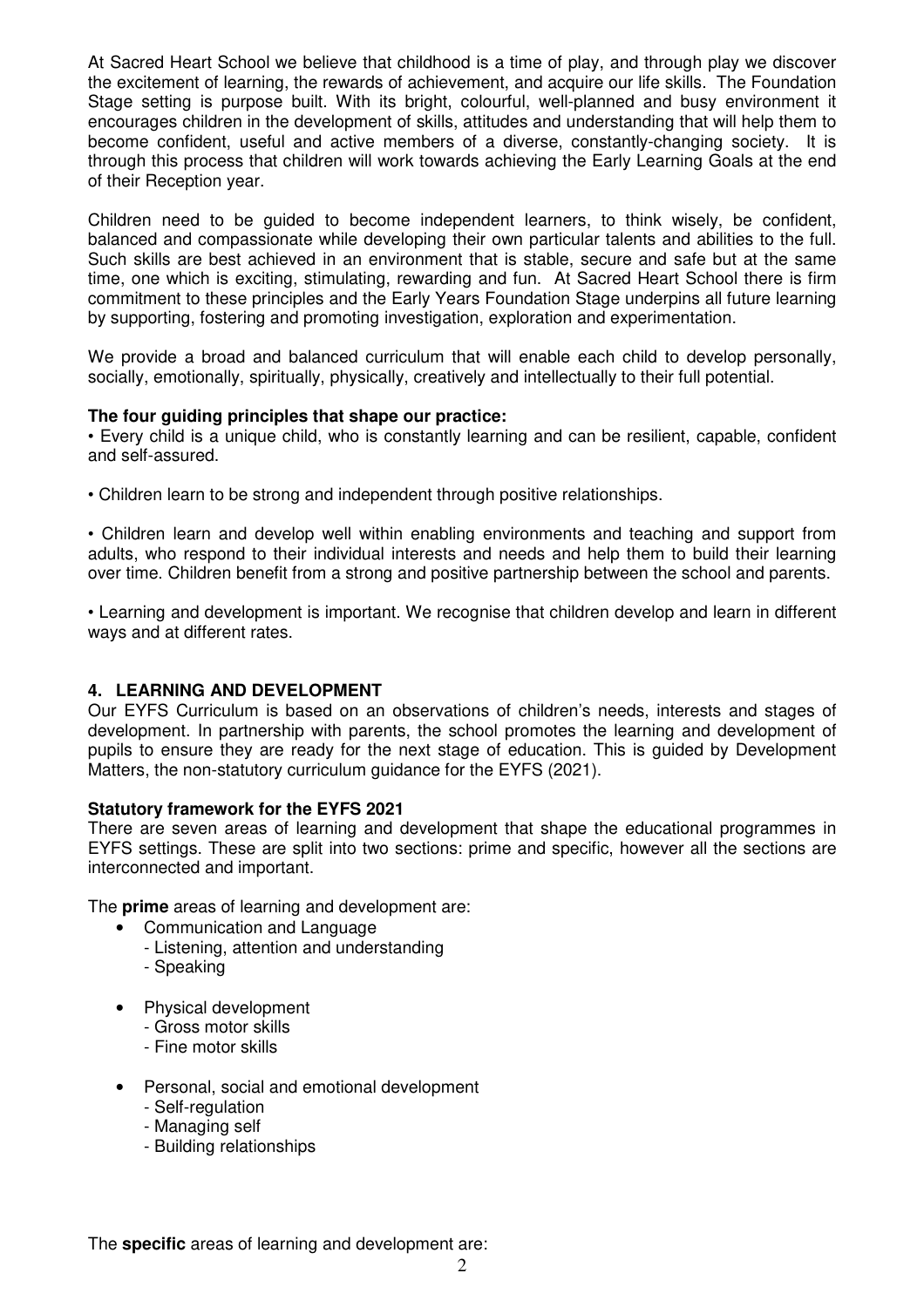At Sacred Heart School we believe that childhood is a time of play, and through play we discover the excitement of learning, the rewards of achievement, and acquire our life skills. The Foundation Stage setting is purpose built. With its bright, colourful, well-planned and busy environment it encourages children in the development of skills, attitudes and understanding that will help them to become confident, useful and active members of a diverse, constantly-changing society. It is through this process that children will work towards achieving the Early Learning Goals at the end of their Reception year.

Children need to be guided to become independent learners, to think wisely, be confident, balanced and compassionate while developing their own particular talents and abilities to the full. Such skills are best achieved in an environment that is stable, secure and safe but at the same time, one which is exciting, stimulating, rewarding and fun. At Sacred Heart School there is firm commitment to these principles and the Early Years Foundation Stage underpins all future learning by supporting, fostering and promoting investigation, exploration and experimentation.

We provide a broad and balanced curriculum that will enable each child to develop personally, socially, emotionally, spiritually, physically, creatively and intellectually to their full potential.

**The four guiding principles that shape our practice:**

• Every child is a unique child, who is constantly learning and can be resilient, capable, confident and self-assured.

• Children learn to be strong and independent through positive relationships.

• Children learn and develop well within enabling environments and teaching and support from adults, who respond to their individual interests and needs and help them to build their learning over time. Children benefit from a strong and positive partnership between the school and parents.

• Learning and development is important. We recognise that children develop and learn in different ways and at different rates.

## 4. LEARNING AND DEVELOPMENT

Our EYFS Curriculum is based on an observations of children's needs, interests and stages of development. In partnership with parents, the school promotes the learning and development of pupils to ensure they are ready for the next stage of education. This is guided by Development Matters, the non-statutory curriculum guidance for the EYFS (2021).

**Statutory framework for the EYFS 2021**

There are seven areas of learning and development that shape the educational programmes in EYFS settings. These are split into two sections: prime and specific, however all the sections are interconnected and important.

The **prime** areas of learning and development are:

- Communication and Language
  - Listening, attention and understanding
  - Speaking
- Physical development
  - Gross motor skills
  - Fine motor skills
- Personal, social and emotional development
  - Self-regulation
  - Managing self
  - Building relationships

The **specific** areas of learning and development are: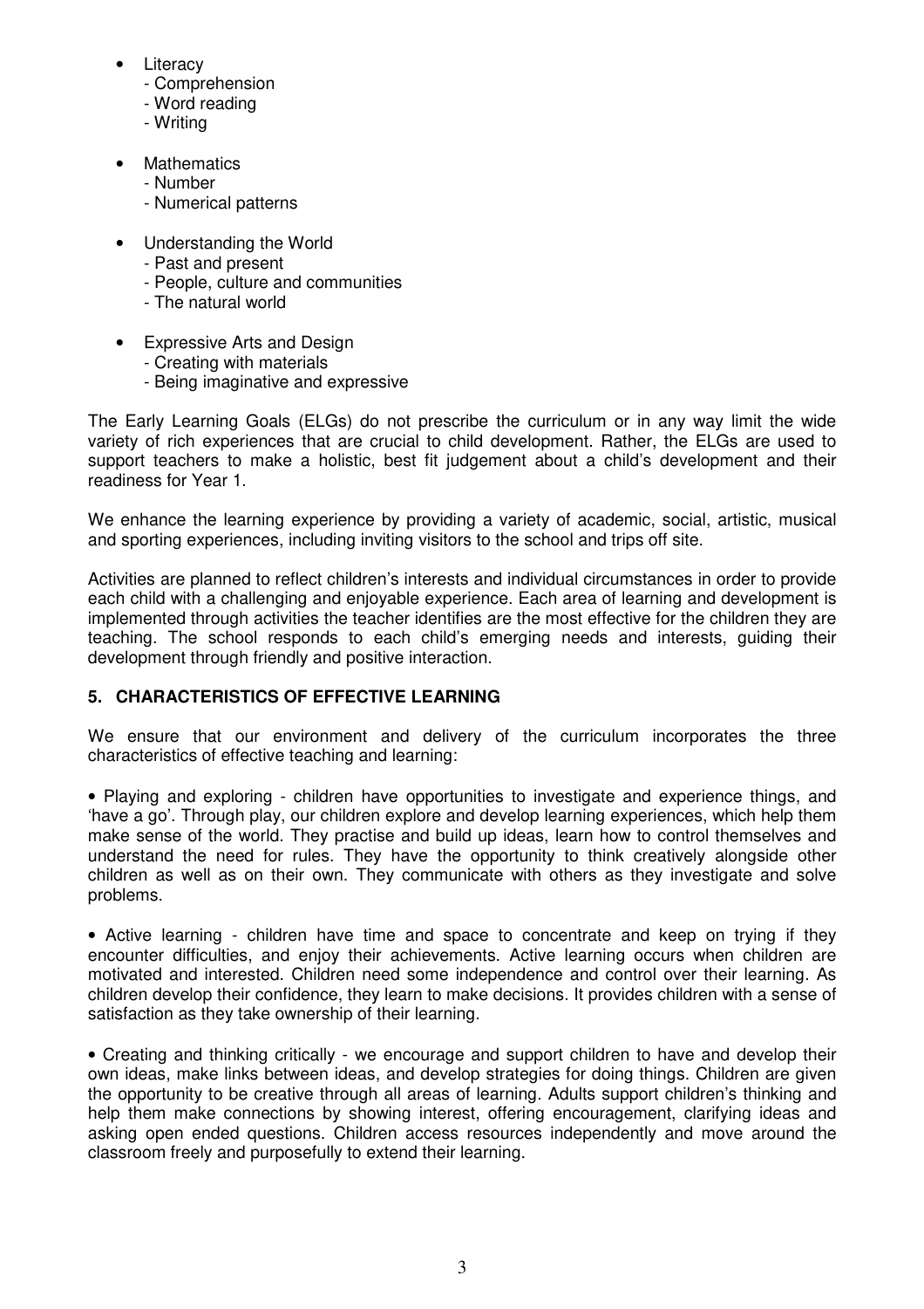- Literacy
  - Comprehension
  - Word reading
  - Writing

- Mathematics
  - Number
  - Numerical patterns

- Understanding the World
  - Past and present
  - People, culture and communities
  - The natural world

- Expressive Arts and Design
  - Creating with materials
  - Being imaginative and expressive

The Early Learning Goals (ELGs) do not prescribe the curriculum or in any way limit the wide variety of rich experiences that are crucial to child development. Rather, the ELGs are used to support teachers to make a holistic, best fit judgement about a child's development and their readiness for Year 1.

We enhance the learning experience by providing a variety of academic, social, artistic, musical and sporting experiences, including inviting visitors to the school and trips off site.

Activities are planned to reflect children's interests and individual circumstances in order to provide each child with a challenging and enjoyable experience. Each area of learning and development is implemented through activities the teacher identifies are the most effective for the children they are teaching. The school responds to each child's emerging needs and interests, guiding their development through friendly and positive interaction.

## 5. CHARACTERISTICS OF EFFECTIVE LEARNING

We ensure that our environment and delivery of the curriculum incorporates the three characteristics of effective teaching and learning:

• Playing and exploring - children have opportunities to investigate and experience things, and 'have a go'. Through play, our children explore and develop learning experiences, which help them make sense of the world. They practise and build up ideas, learn how to control themselves and understand the need for rules. They have the opportunity to think creatively alongside other children as well as on their own. They communicate with others as they investigate and solve problems.

• Active learning - children have time and space to concentrate and keep on trying if they encounter difficulties, and enjoy their achievements. Active learning occurs when children are motivated and interested. Children need some independence and control over their learning. As children develop their confidence, they learn to make decisions. It provides children with a sense of satisfaction as they take ownership of their learning.

• Creating and thinking critically - we encourage and support children to have and develop their own ideas, make links between ideas, and develop strategies for doing things. Children are given the opportunity to be creative through all areas of learning. Adults support children's thinking and help them make connections by showing interest, offering encouragement, clarifying ideas and asking open ended questions. Children access resources independently and move around the classroom freely and purposefully to extend their learning.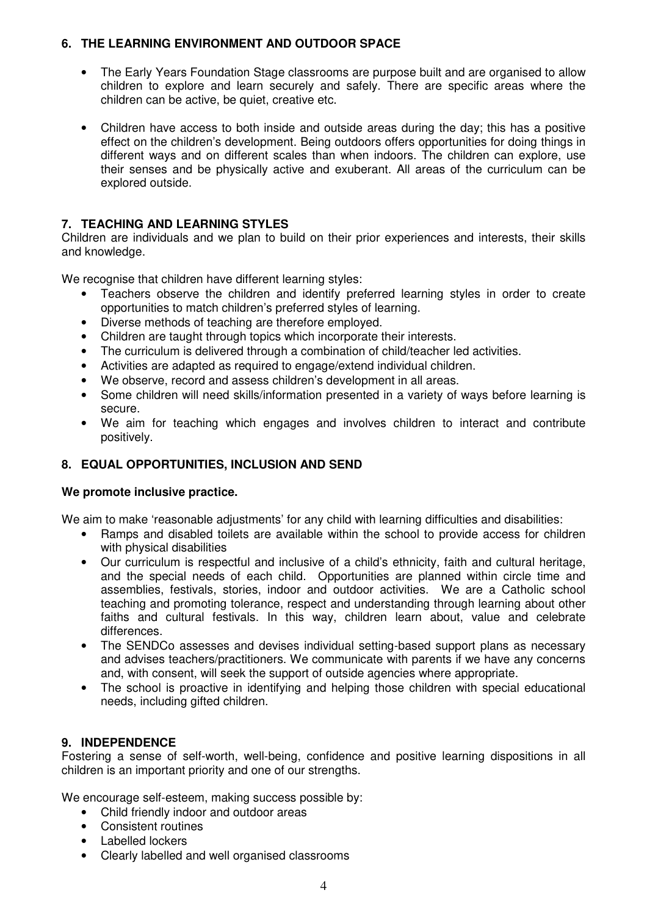## 6. THE LEARNING ENVIRONMENT AND OUTDOOR SPACE

- The Early Years Foundation Stage classrooms are purpose built and are organised to allow children to explore and learn securely and safely. There are specific areas where the children can be active, be quiet, creative etc.
- Children have access to both inside and outside areas during the day; this has a positive effect on the children's development. Being outdoors offers opportunities for doing things in different ways and on different scales than when indoors. The children can explore, use their senses and be physically active and exuberant. All areas of the curriculum can be explored outside.

## 7. TEACHING AND LEARNING STYLES

Children are individuals and we plan to build on their prior experiences and interests, their skills and knowledge.

We recognise that children have different learning styles:

- Teachers observe the children and identify preferred learning styles in order to create opportunities to match children's preferred styles of learning.
- Diverse methods of teaching are therefore employed.
- Children are taught through topics which incorporate their interests.
- The curriculum is delivered through a combination of child/teacher led activities.
- Activities are adapted as required to engage/extend individual children.
- We observe, record and assess children's development in all areas.
- Some children will need skills/information presented in a variety of ways before learning is secure.
- We aim for teaching which engages and involves children to interact and contribute positively.

## 8. EQUAL OPPORTUNITIES, INCLUSION AND SEND

**We promote inclusive practice.**

We aim to make 'reasonable adjustments' for any child with learning difficulties and disabilities:

- Ramps and disabled toilets are available within the school to provide access for children with physical disabilities
- Our curriculum is respectful and inclusive of a child's ethnicity, faith and cultural heritage, and the special needs of each child. Opportunities are planned within circle time and assemblies, festivals, stories, indoor and outdoor activities. We are a Catholic school teaching and promoting tolerance, respect and understanding through learning about other faiths and cultural festivals. In this way, children learn about, value and celebrate differences.
- The SENDCo assesses and devises individual setting-based support plans as necessary and advises teachers/practitioners. We communicate with parents if we have any concerns and, with consent, will seek the support of outside agencies where appropriate.
- The school is proactive in identifying and helping those children with special educational needs, including gifted children.

## 9. INDEPENDENCE

Fostering a sense of self-worth, well-being, confidence and positive learning dispositions in all children is an important priority and one of our strengths.

We encourage self-esteem, making success possible by:

- Child friendly indoor and outdoor areas
- Consistent routines
- Labelled lockers
- Clearly labelled and well organised classrooms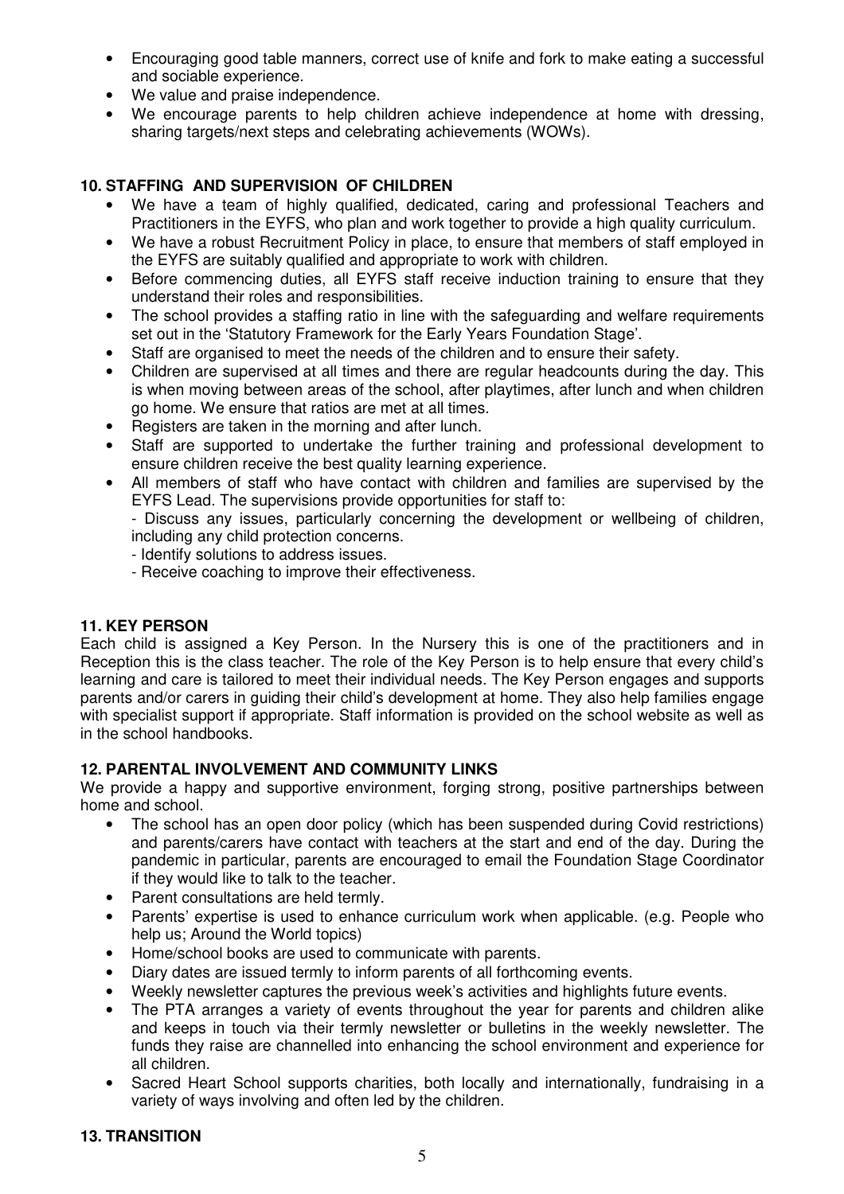- Encouraging good table manners, correct use of knife and fork to make eating a successful and sociable experience.
- We value and praise independence.
- We encourage parents to help children achieve independence at home with dressing, sharing targets/next steps and celebrating achievements (WOWs).

**10. STAFFING AND SUPERVISION OF CHILDREN**

- We have a team of highly qualified, dedicated, caring and professional Teachers and Practitioners in the EYFS, who plan and work together to provide a high quality curriculum.
- We have a robust Recruitment Policy in place, to ensure that members of staff employed in the EYFS are suitably qualified and appropriate to work with children.
- Before commencing duties, all EYFS staff receive induction training to ensure that they understand their roles and responsibilities.
- The school provides a staffing ratio in line with the safeguarding and welfare requirements set out in the 'Statutory Framework for the Early Years Foundation Stage'.
- Staff are organised to meet the needs of the children and to ensure their safety.
- Children are supervised at all times and there are regular headcounts during the day. This is when moving between areas of the school, after playtimes, after lunch and when children go home. We ensure that ratios are met at all times.
- Registers are taken in the morning and after lunch.
- Staff are supported to undertake the further training and professional development to ensure children receive the best quality learning experience.
- All members of staff who have contact with children and families are supervised by the EYFS Lead. The supervisions provide opportunities for staff to:
  - Discuss any issues, particularly concerning the development or wellbeing of children, including any child protection concerns.
  - Identify solutions to address issues.
  - Receive coaching to improve their effectiveness.

**11. KEY PERSON**

Each child is assigned a Key Person. In the Nursery this is one of the practitioners and in Reception this is the class teacher. The role of the Key Person is to help ensure that every child's learning and care is tailored to meet their individual needs. The Key Person engages and supports parents and/or carers in guiding their child's development at home. They also help families engage with specialist support if appropriate. Staff information is provided on the school website as well as in the school handbooks.

**12. PARENTAL INVOLVEMENT AND COMMUNITY LINKS**

We provide a happy and supportive environment, forging strong, positive partnerships between home and school.

- The school has an open door policy (which has been suspended during Covid restrictions) and parents/carers have contact with teachers at the start and end of the day. During the pandemic in particular, parents are encouraged to email the Foundation Stage Coordinator if they would like to talk to the teacher.
- Parent consultations are held termly.
- Parents' expertise is used to enhance curriculum work when applicable. (e.g. People who help us; Around the World topics)
- Home/school books are used to communicate with parents.
- Diary dates are issued termly to inform parents of all forthcoming events.
- Weekly newsletter captures the previous week's activities and highlights future events.
- The PTA arranges a variety of events throughout the year for parents and children alike and keeps in touch via their termly newsletter or bulletins in the weekly newsletter. The funds they raise are channelled into enhancing the school environment and experience for all children.
- Sacred Heart School supports charities, both locally and internationally, fundraising in a variety of ways involving and often led by the children.

**13. TRANSITION**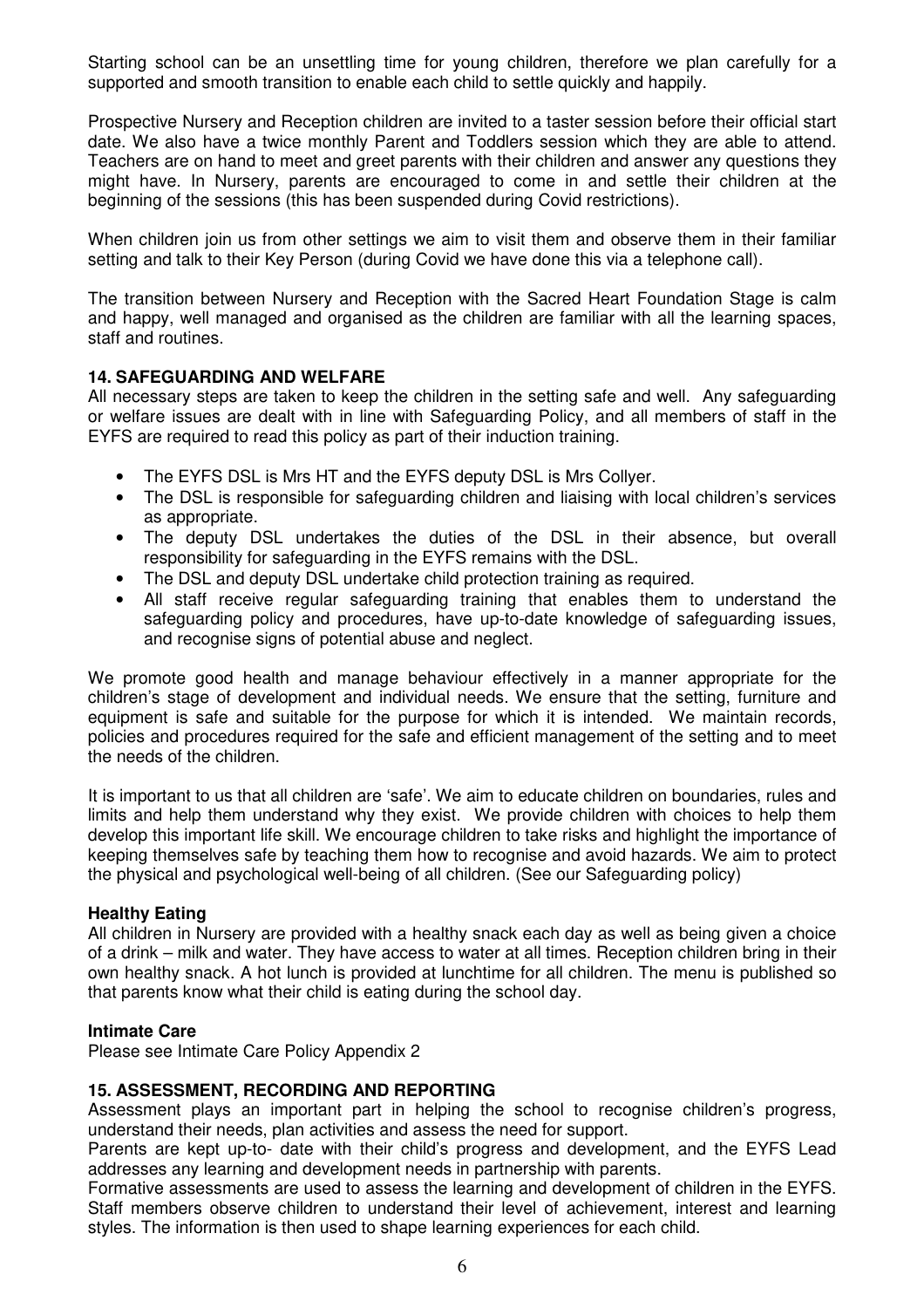Starting school can be an unsettling time for young children, therefore we plan carefully for a supported and smooth transition to enable each child to settle quickly and happily.

Prospective Nursery and Reception children are invited to a taster session before their official start date. We also have a twice monthly Parent and Toddlers session which they are able to attend. Teachers are on hand to meet and greet parents with their children and answer any questions they might have. In Nursery, parents are encouraged to come in and settle their children at the beginning of the sessions (this has been suspended during Covid restrictions).

When children join us from other settings we aim to visit them and observe them in their familiar setting and talk to their Key Person (during Covid we have done this via a telephone call).

The transition between Nursery and Reception with the Sacred Heart Foundation Stage is calm and happy, well managed and organised as the children are familiar with all the learning spaces, staff and routines.

## 14. SAFEGUARDING AND WELFARE

All necessary steps are taken to keep the children in the setting safe and well. Any safeguarding or welfare issues are dealt with in line with Safeguarding Policy, and all members of staff in the EYFS are required to read this policy as part of their induction training.

- The EYFS DSL is Mrs HT and the EYFS deputy DSL is Mrs Collyer.
- The DSL is responsible for safeguarding children and liaising with local children's services as appropriate.
- The deputy DSL undertakes the duties of the DSL in their absence, but overall responsibility for safeguarding in the EYFS remains with the DSL.
- The DSL and deputy DSL undertake child protection training as required.
- All staff receive regular safeguarding training that enables them to understand the safeguarding policy and procedures, have up-to-date knowledge of safeguarding issues, and recognise signs of potential abuse and neglect.

We promote good health and manage behaviour effectively in a manner appropriate for the children's stage of development and individual needs. We ensure that the setting, furniture and equipment is safe and suitable for the purpose for which it is intended. We maintain records, policies and procedures required for the safe and efficient management of the setting and to meet the needs of the children.

It is important to us that all children are 'safe'. We aim to educate children on boundaries, rules and limits and help them understand why they exist. We provide children with choices to help them develop this important life skill. We encourage children to take risks and highlight the importance of keeping themselves safe by teaching them how to recognise and avoid hazards. We aim to protect the physical and psychological well-being of all children. (See our Safeguarding policy)

### Healthy Eating

All children in Nursery are provided with a healthy snack each day as well as being given a choice of a drink – milk and water. They have access to water at all times. Reception children bring in their own healthy snack. A hot lunch is provided at lunchtime for all children. The menu is published so that parents know what their child is eating during the school day.

### Intimate Care

Please see Intimate Care Policy Appendix 2

## 15. ASSESSMENT, RECORDING AND REPORTING

Assessment plays an important part in helping the school to recognise children's progress, understand their needs, plan activities and assess the need for support.

Parents are kept up-to- date with their child's progress and development, and the EYFS Lead addresses any learning and development needs in partnership with parents.

Formative assessments are used to assess the learning and development of children in the EYFS. Staff members observe children to understand their level of achievement, interest and learning styles. The information is then used to shape learning experiences for each child.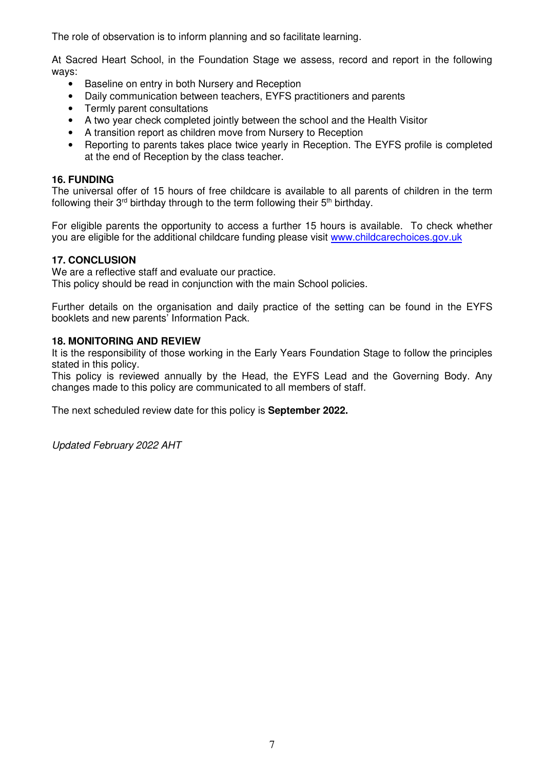The role of observation is to inform planning and so facilitate learning.

At Sacred Heart School, in the Foundation Stage we assess, record and report in the following ways:

- Baseline on entry in both Nursery and Reception
- Daily communication between teachers, EYFS practitioners and parents
- Termly parent consultations
- A two year check completed jointly between the school and the Health Visitor
- A transition report as children move from Nursery to Reception
- Reporting to parents takes place twice yearly in Reception. The EYFS profile is completed at the end of Reception by the class teacher.

**16. FUNDING**

The universal offer of 15 hours of free childcare is available to all parents of children in the term following their 3rd birthday through to the term following their 5th birthday.

For eligible parents the opportunity to access a further 15 hours is available. To check whether you are eligible for the additional childcare funding please visit [www.childcarechoices.gov.uk](http://www.childcarechoices.gov.uk)

**17. CONCLUSION**

We are a reflective staff and evaluate our practice.
This policy should be read in conjunction with the main School policies.

Further details on the organisation and daily practice of the setting can be found in the EYFS booklets and new parents' Information Pack.

**18. MONITORING AND REVIEW**

It is the responsibility of those working in the Early Years Foundation Stage to follow the principles stated in this policy.
This policy is reviewed annually by the Head, the EYFS Lead and the Governing Body. Any changes made to this policy are communicated to all members of staff.

The next scheduled review date for this policy is **September 2022.**

*Updated February 2022 AHT*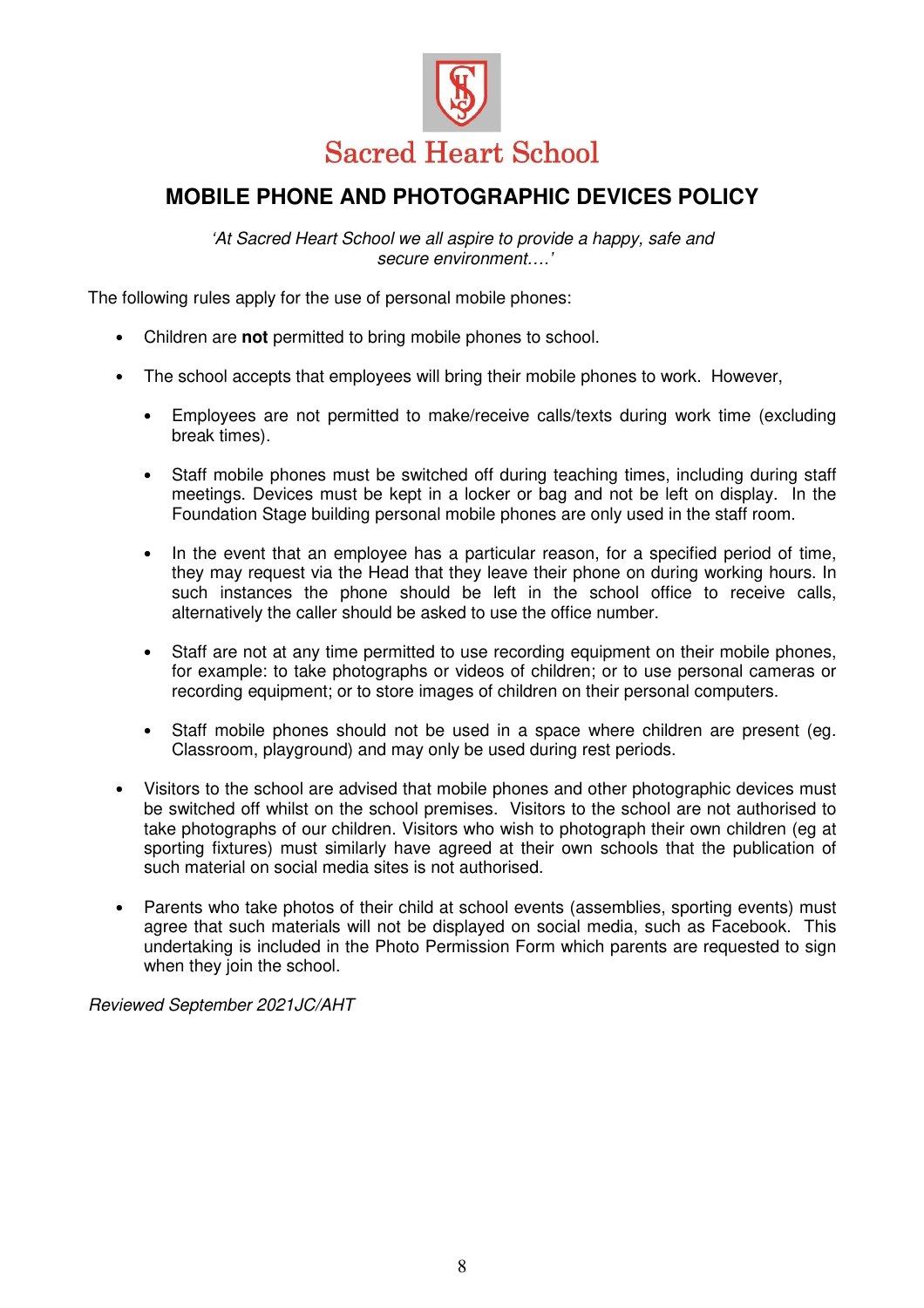Sacred Heart School

# MOBILE PHONE AND PHOTOGRAPHIC DEVICES POLICY

*'At Sacred Heart School we all aspire to provide a happy, safe and secure environment….'*

The following rules apply for the use of personal mobile phones:

- Children are **not** permitted to bring mobile phones to school.
- The school accepts that employees will bring their mobile phones to work. However,
    - Employees are not permitted to make/receive calls/texts during work time (excluding break times).
    - Staff mobile phones must be switched off during teaching times, including during staff meetings. Devices must be kept in a locker or bag and not be left on display. In the Foundation Stage building personal mobile phones are only used in the staff room.
    - In the event that an employee has a particular reason, for a specified period of time, they may request via the Head that they leave their phone on during working hours. In such instances the phone should be left in the school office to receive calls, alternatively the caller should be asked to use the office number.
    - Staff are not at any time permitted to use recording equipment on their mobile phones, for example: to take photographs or videos of children; or to use personal cameras or recording equipment; or to store images of children on their personal computers.
    - Staff mobile phones should not be used in a space where children are present (eg. Classroom, playground) and may only be used during rest periods.
- Visitors to the school are advised that mobile phones and other photographic devices must be switched off whilst on the school premises. Visitors to the school are not authorised to take photographs of our children. Visitors who wish to photograph their own children (eg at sporting fixtures) must similarly have agreed at their own schools that the publication of such material on social media sites is not authorized.
- Parents who take photos of their child at school events (assemblies, sporting events) must agree that such materials will not be displayed on social media, such as Facebook. This undertaking is included in the Photo Permission Form which parents are requested to sign when they join the school.

*Reviewed September 2021JC/AHT*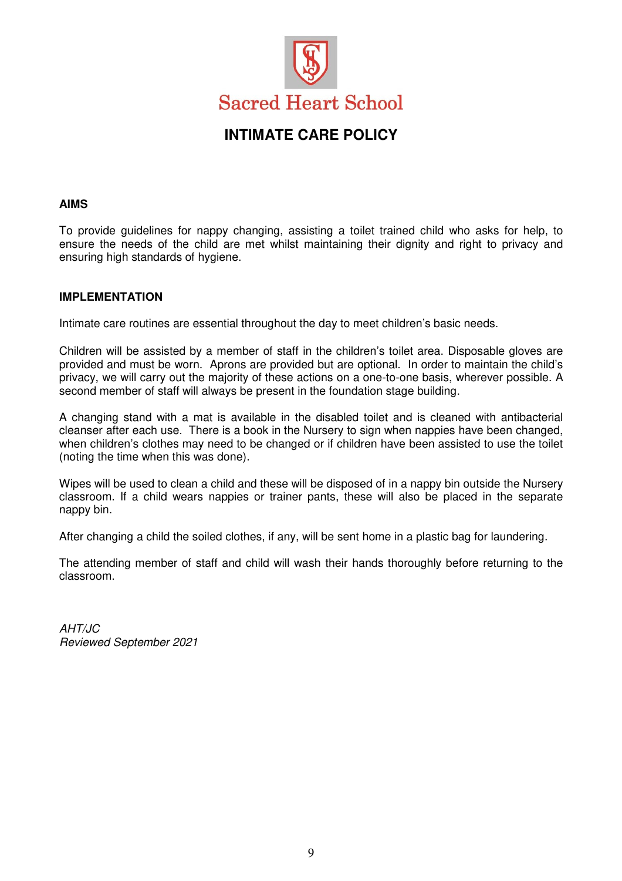Sacred Heart School

# INTIMATE CARE POLICY

**AIMS**

To provide guidelines for nappy changing, assisting a toilet trained child who asks for help, to ensure the needs of the child are met whilst maintaining their dignity and right to privacy and ensuring high standards of hygiene.

**IMPLEMENTATION**

Intimate care routines are essential throughout the day to meet children's basic needs.

Children will be assisted by a member of staff in the children's toilet area. Disposable gloves are provided and must be worn. Aprons are provided but are optional. In order to maintain the child's privacy, we will carry out the majority of these actions on a one-to-one basis, wherever possible. A second member of staff will always be present in the foundation stage building.

A changing stand with a mat is available in the disabled toilet and is cleaned with antibacterial cleanser after each use. There is a book in the Nursery to sign when nappies have been changed, when children's clothes may need to be changed or if children have been assisted to use the toilet (noting the time when this was done).

Wipes will be used to clean a child and these will be disposed of in a nappy bin outside the Nursery classroom. If a child wears nappies or trainer pants, these will also be placed in the separate nappy bin.

After changing a child the soiled clothes, if any, will be sent home in a plastic bag for laundering.

The attending member of staff and child will wash their hands thoroughly before returning to the classroom.

*AHT/JC*
*Reviewed September 2021*